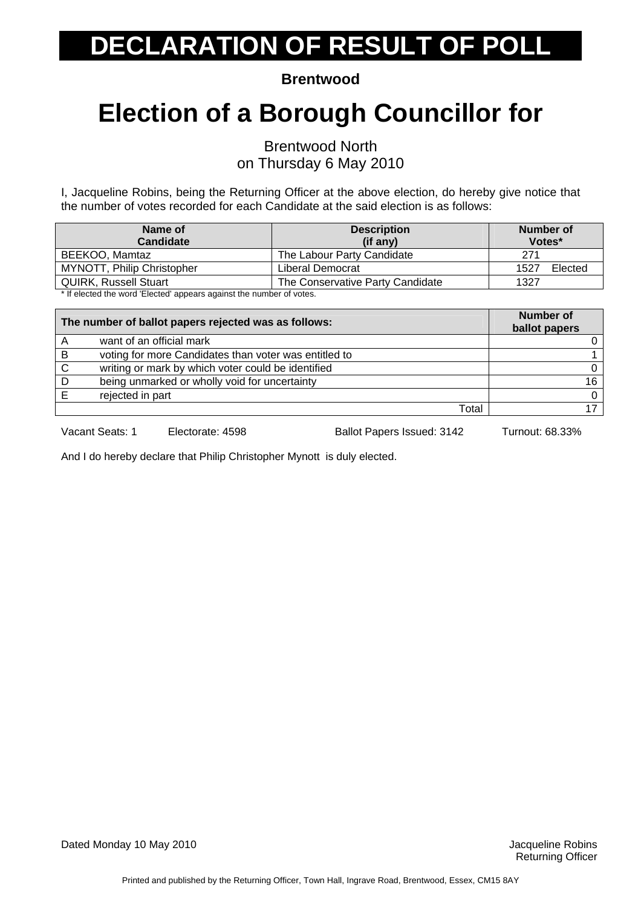# DECLARATION OF RESULT OF POLL

**Brentwood**

# Election of a Borough Councillor for

Brentwood North
on Thursday 6 May 2010

I, Jacqueline Robins, being the Returning Officer at the above election, do hereby give notice that the number of votes recorded for each Candidate at the said election is as follows:

| Name of Candidate | Description (if any) | Number of Votes* |
|---|---|---|
| BEEKOO, Mamtaz | The Labour Party Candidate | 271 |
| MYNOTT, Philip Christopher | Liberal Democrat | 1527 Elected |
| QUIRK, Russell Stuart | The Conservative Party Candidate | 1327 |

\* If elected the word 'Elected' appears against the number of votes.

| The number of ballot papers rejected was as follows: | | Number of ballot papers |
|---|---|---|
| A | want of an official mark | 0 |
| B | voting for more Candidates than voter was entitled to | 1 |
| C | writing or mark by which voter could be identified | 0 |
| D | being unmarked or wholly void for uncertainty | 16 |
| E | rejected in part | 0 |
| | Total | 17 |

Vacant Seats: 1 Electorate: 4598 Ballot Papers Issued: 3142 Turnout: 68.33%

And I do hereby declare that Philip Christopher Mynott is duly elected.

Dated Monday 10 May 2010

Jacqueline Robins
Returning Officer

Printed and published by the Returning Officer, Town Hall, Ingrave Road, Brentwood, Essex, CM15 8AY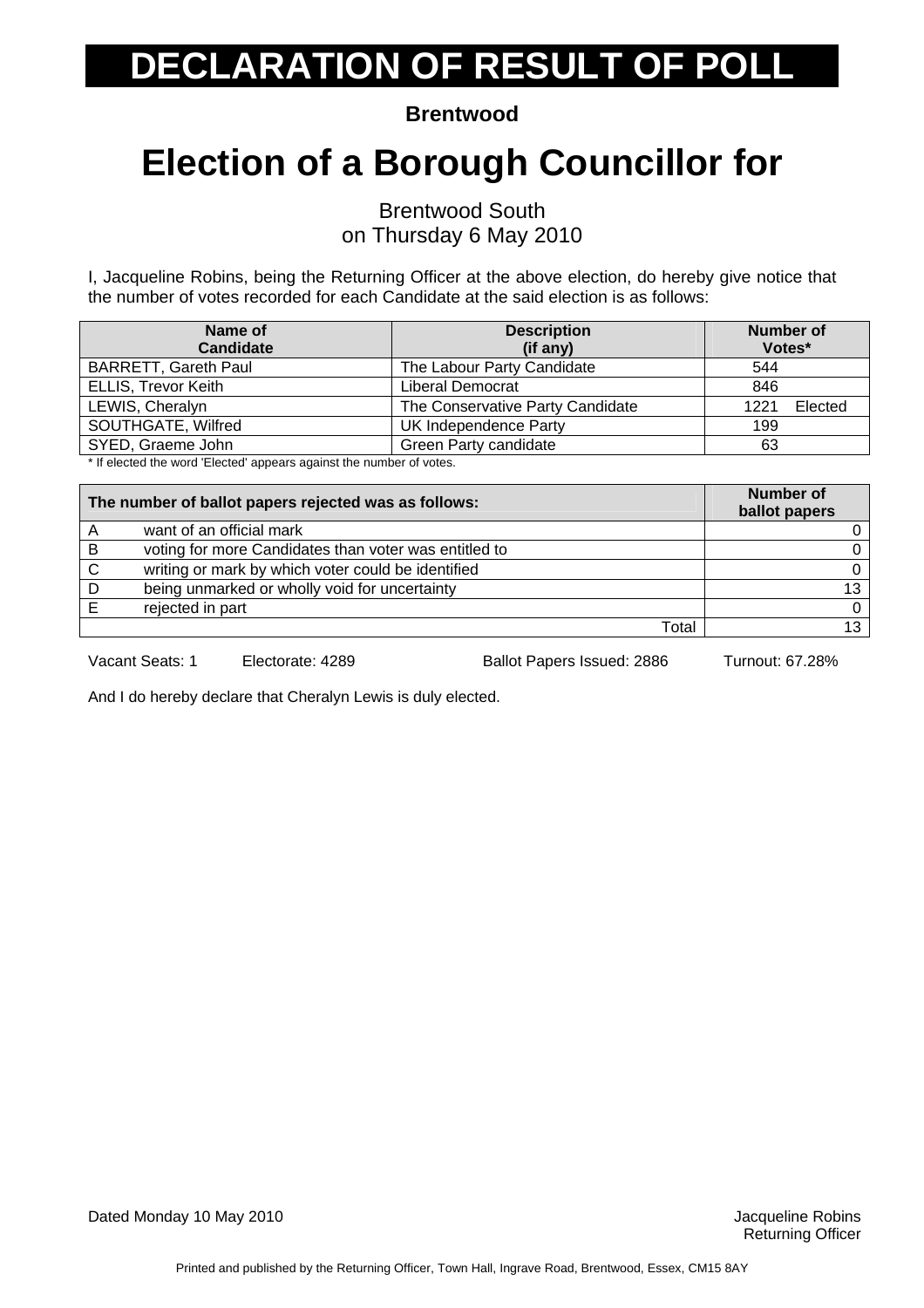# DECLARATION OF RESULT OF POLL

**Brentwood**

# Election of a Borough Councillor for

Brentwood South
on Thursday 6 May 2010

I, Jacqueline Robins, being the Returning Officer at the above election, do hereby give notice that the number of votes recorded for each Candidate at the said election is as follows:

| Name of Candidate | Description (if any) | Number of Votes* |
|---|---|---|
| BARRETT, Gareth Paul | The Labour Party Candidate | 544 |
| ELLIS, Trevor Keith | Liberal Democrat | 846 |
| LEWIS, Cheralyn | The Conservative Party Candidate | 1221 Elected |
| SOUTHGATE, Wilfred | UK Independence Party | 199 |
| SYED, Graeme John | Green Party candidate | 63 |

* If elected the word 'Elected' appears against the number of votes.

| The number of ballot papers rejected was as follows: | | Number of ballot papers |
|---|---|---|
| A | want of an official mark | 0 |
| B | voting for more Candidates than voter was entitled to | 0 |
| C | writing or mark by which voter could be identified | 0 |
| D | being unmarked or wholly void for uncertainty | 13 |
| E | rejected in part | 0 |
| | Total | 13 |

Vacant Seats: 1    Electorate: 4289    Ballot Papers Issued: 2886    Turnout: 67.28%

And I do hereby declare that Cheralyn Lewis is duly elected.

Dated Monday 10 May 2010

Jacqueline Robins
Returning Officer

Printed and published by the Returning Officer, Town Hall, Ingrave Road, Brentwood, Essex, CM15 8AY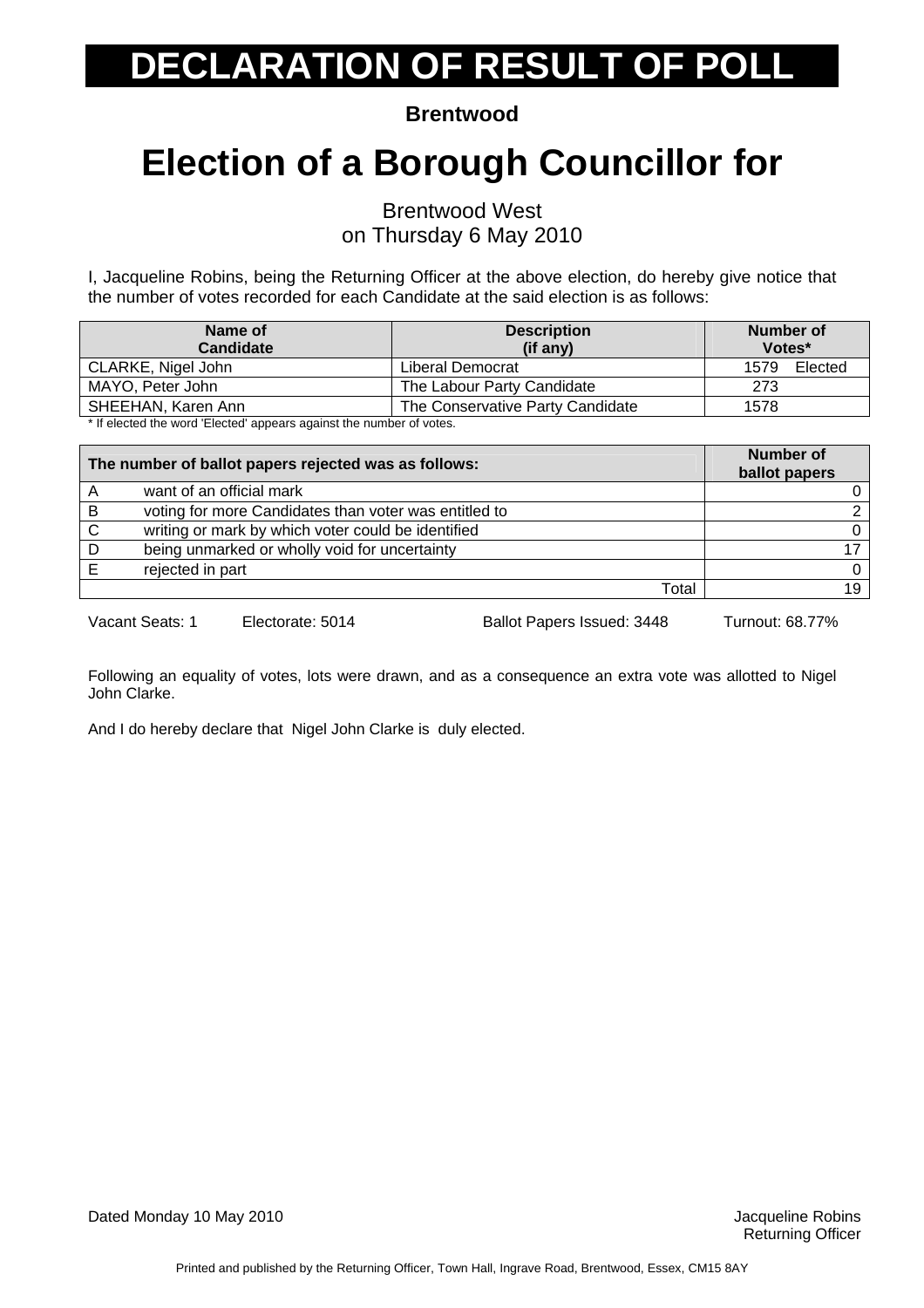# DECLARATION OF RESULT OF POLL

**Brentwood**

# Election of a Borough Councillor for

Brentwood West
on Thursday 6 May 2010

I, Jacqueline Robins, being the Returning Officer at the above election, do hereby give notice that the number of votes recorded for each Candidate at the said election is as follows:

| Name of Candidate | Description (if any) | Number of Votes* |
|---|---|---|
| CLARKE, Nigel John | Liberal Democrat | 1579 Elected |
| MAYO, Peter John | The Labour Party Candidate | 273 |
| SHEEHAN, Karen Ann | The Conservative Party Candidate | 1578 |

\* If elected the word 'Elected' appears against the number of votes.

| The number of ballot papers rejected was as follows: | | Number of ballot papers |
|---|---|---|
| A | want of an official mark | 0 |
| B | voting for more Candidates than voter was entitled to | 2 |
| C | writing or mark by which voter could be identified | 0 |
| D | being unmarked or wholly void for uncertainty | 17 |
| E | rejected in part | 0 |
| | Total | 19 |

Vacant Seats: 1 Electorate: 5014 Ballot Papers Issued: 3448 Turnout: 68.77%

Following an equality of votes, lots were drawn, and as a consequence an extra vote was allotted to Nigel John Clarke.

And I do hereby declare that Nigel John Clarke is duly elected.

Dated Monday 10 May 2010

Jacqueline Robins
Returning Officer

Printed and published by the Returning Officer, Town Hall, Ingrave Road, Brentwood, Essex, CM15 8AY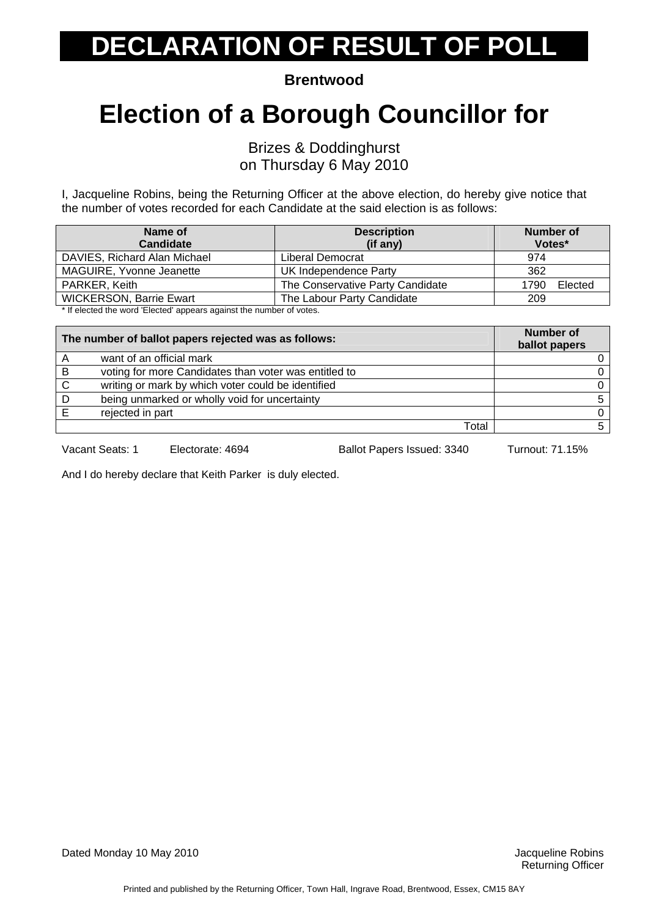# DECLARATION OF RESULT OF POLL

**Brentwood**

# Election of a Borough Councillor for

Brizes & Doddinghurst
on Thursday 6 May 2010

I, Jacqueline Robins, being the Returning Officer at the above election, do hereby give notice that the number of votes recorded for each Candidate at the said election is as follows:

| Name of Candidate | Description (if any) | Number of Votes* |
|---|---|---|
| DAVIES, Richard Alan Michael | Liberal Democrat | 974 |
| MAGUIRE, Yvonne Jeanette | UK Independence Party | 362 |
| PARKER, Keith | The Conservative Party Candidate | 1790 Elected |
| WICKERSON, Barrie Ewart | The Labour Party Candidate | 209 |

* If elected the word 'Elected' appears against the number of votes.

| | The number of ballot papers rejected was as follows: | Number of ballot papers |
|---|---|---|
| A | want of an official mark | 0 |
| B | voting for more Candidates than voter was entitled to | 0 |
| C | writing or mark by which voter could be identified | 0 |
| D | being unmarked or wholly void for uncertainty | 5 |
| E | rejected in part | 0 |
| | Total | 5 |

Vacant Seats: 1 Electorate: 4694 Ballot Papers Issued: 3340 Turnout: 71.15%

And I do hereby declare that Keith Parker is duly elected.

Dated Monday 10 May 2010

Jacqueline Robins
Returning Officer

Printed and published by the Returning Officer, Town Hall, Ingrave Road, Brentwood, Essex, CM15 8AY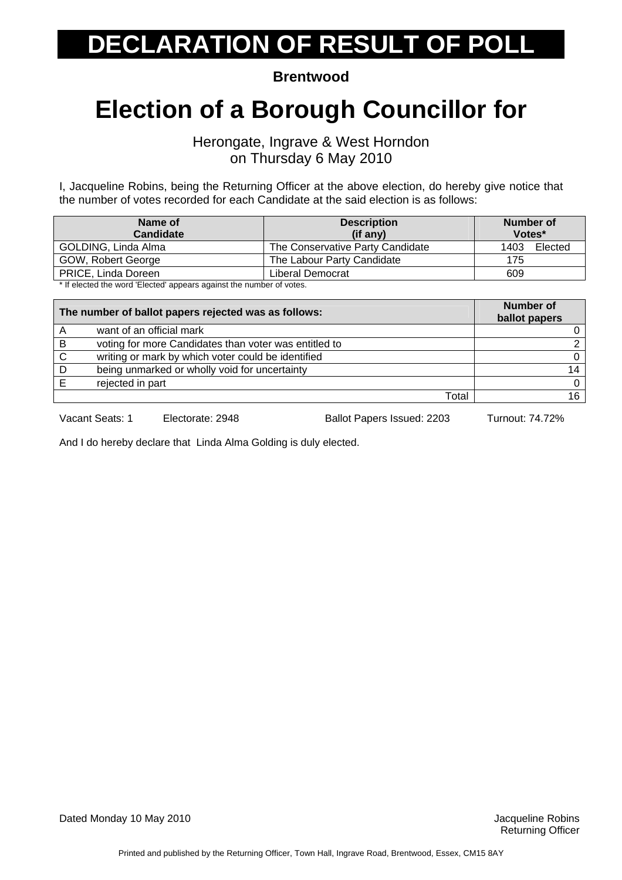# DECLARATION OF RESULT OF POLL

**Brentwood**

# Election of a Borough Councillor for

Herongate, Ingrave & West Horndon
on Thursday 6 May 2010

I, Jacqueline Robins, being the Returning Officer at the above election, do hereby give notice that the number of votes recorded for each Candidate at the said election is as follows:

| Name of Candidate | Description (if any) | Number of Votes* |
|---|---|---|
| GOLDING, Linda Alma | The Conservative Party Candidate | 1403 Elected |
| GOW, Robert George | The Labour Party Candidate | 175 |
| PRICE, Linda Doreen | Liberal Democrat | 609 |

* If elected the word 'Elected' appears against the number of votes.

| The number of ballot papers rejected was as follows: | | Number of ballot papers |
|---|---|---|
| A | want of an official mark | 0 |
| B | voting for more Candidates than voter was entitled to | 2 |
| C | writing or mark by which voter could be identified | 0 |
| D | being unmarked or wholly void for uncertainty | 14 |
| E | rejected in part | 0 |
| | Total | 16 |

Vacant Seats: 1 Electorate: 2948 Ballot Papers Issued: 2203 Turnout: 74.72%

And I do hereby declare that Linda Alma Golding is duly elected.

Dated Monday 10 May 2010

Jacqueline Robins
Returning Officer

Printed and published by the Returning Officer, Town Hall, Ingrave Road, Brentwood, Essex, CM15 8AY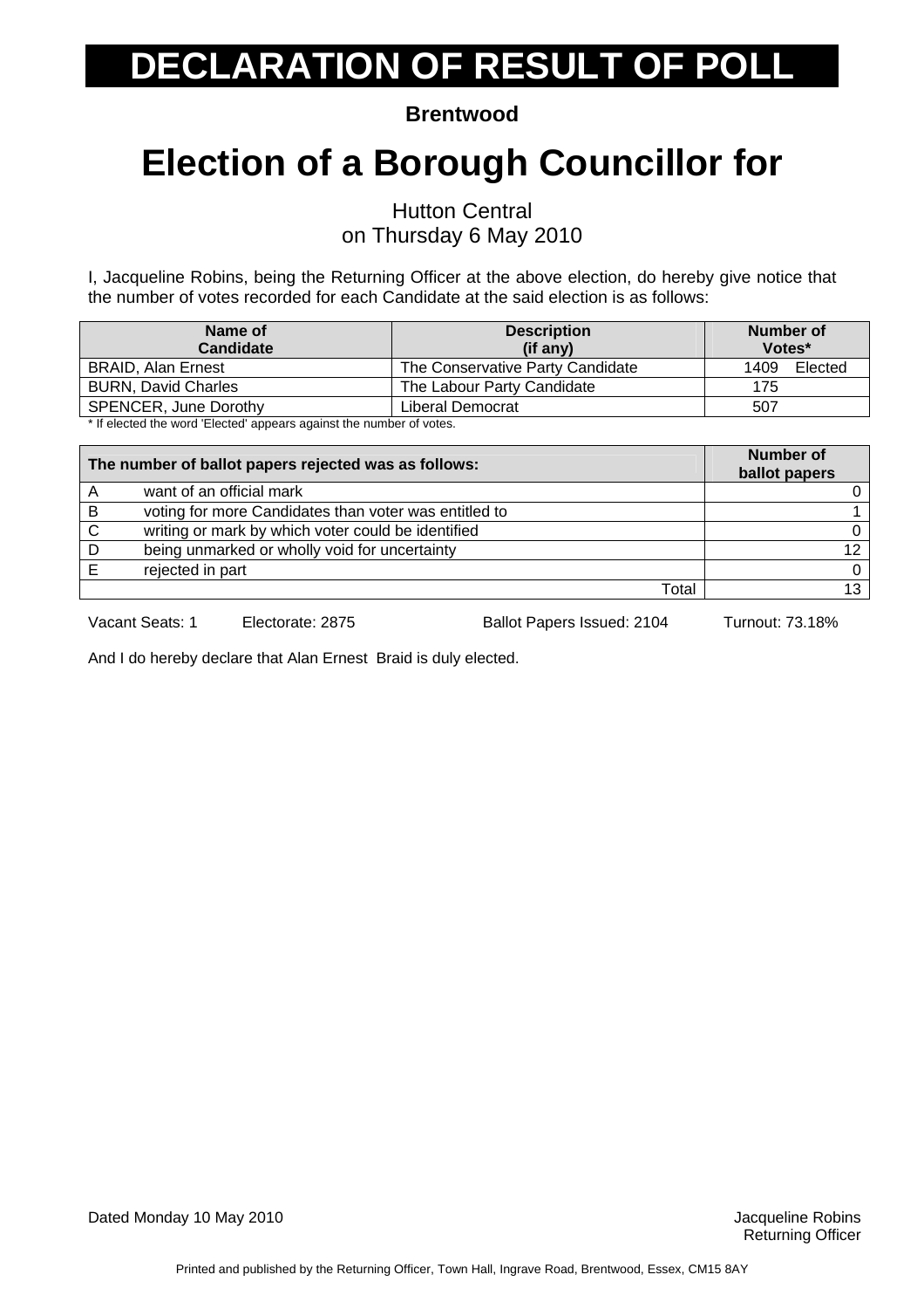# DECLARATION OF RESULT OF POLL

**Brentwood**

# Election of a Borough Councillor for

Hutton Central
on Thursday 6 May 2010

I, Jacqueline Robins, being the Returning Officer at the above election, do hereby give notice that the number of votes recorded for each Candidate at the said election is as follows:

| Name of Candidate | Description (if any) | Number of Votes* |
|---|---|---|
| BRAID, Alan Ernest | The Conservative Party Candidate | 1409 Elected |
| BURN, David Charles | The Labour Party Candidate | 175 |
| SPENCER, June Dorothy | Liberal Democrat | 507 |

* If elected the word 'Elected' appears against the number of votes.

| The number of ballot papers rejected was as follows: | | Number of ballot papers |
|---|---|---|
| A | want of an official mark | 0 |
| B | voting for more Candidates than voter was entitled to | 1 |
| C | writing or mark by which voter could be identified | 0 |
| D | being unmarked or wholly void for uncertainty | 12 |
| E | rejected in part | 0 |
| | Total | 13 |

Vacant Seats: 1 Electorate: 2875 Ballot Papers Issued: 2104 Turnout: 73.18%

And I do hereby declare that Alan Ernest Braid is duly elected.

Dated Monday 10 May 2010

Jacqueline Robins
Returning Officer

Printed and published by the Returning Officer, Town Hall, Ingrave Road, Brentwood, Essex, CM15 8AY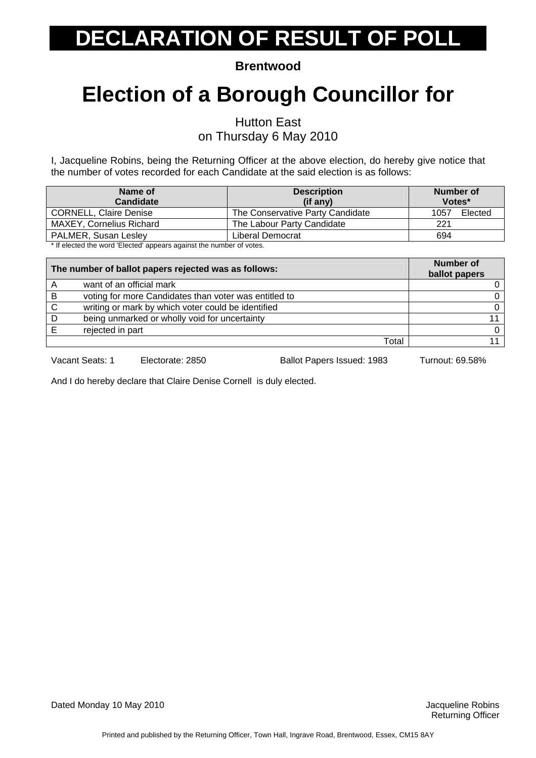# DECLARATION OF RESULT OF POLL

**Brentwood**

# Election of a Borough Councillor for

Hutton East
on Thursday 6 May 2010

I, Jacqueline Robins, being the Returning Officer at the above election, do hereby give notice that the number of votes recorded for each Candidate at the said election is as follows:

| Name of Candidate | Description (if any) | Number of Votes* |
|---|---|---|
| CORNELL, Claire Denise | The Conservative Party Candidate | 1057 Elected |
| MAXEY, Cornelius Richard | The Labour Party Candidate | 221 |
| PALMER, Susan Lesley | Liberal Democrat | 694 |

* If elected the word 'Elected' appears against the number of votes.

| The number of ballot papers rejected was as follows: | | Number of ballot papers |
|---|---|---|
| A | want of an official mark | 0 |
| B | voting for more Candidates than voter was entitled to | 0 |
| C | writing or mark by which voter could be identified | 0 |
| D | being unmarked or wholly void for uncertainty | 11 |
| E | rejected in part | 0 |
| | Total | 11 |

Vacant Seats: 1 Electorate: 2850 Ballot Papers Issued: 1983 Turnout: 69.58%

And I do hereby declare that Claire Denise Cornell is duly elected.

Dated Monday 10 May 2010

Jacqueline Robins
Returning Officer

Printed and published by the Returning Officer, Town Hall, Ingrave Road, Brentwood, Essex, CM15 8AY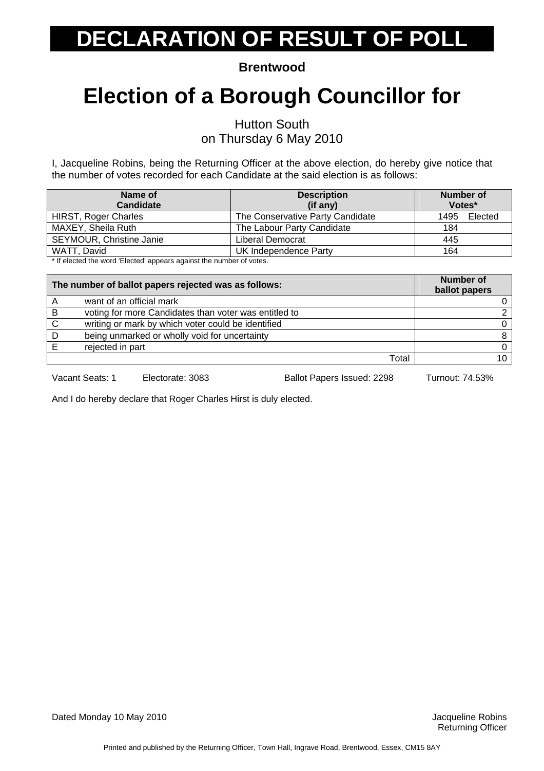# DECLARATION OF RESULT OF POLL

**Brentwood**

# Election of a Borough Councillor for

Hutton South
on Thursday 6 May 2010

I, Jacqueline Robins, being the Returning Officer at the above election, do hereby give notice that the number of votes recorded for each Candidate at the said election is as follows:

| Name of Candidate | Description (if any) | Number of Votes* |
|---|---|---|
| HIRST, Roger Charles | The Conservative Party Candidate | 1495 Elected |
| MAXEY, Sheila Ruth | The Labour Party Candidate | 184 |
| SEYMOUR, Christine Janie | Liberal Democrat | 445 |
| WATT, David | UK Independence Party | 164 |

* If elected the word 'Elected' appears against the number of votes.

| The number of ballot papers rejected was as follows: | | Number of ballot papers |
|---|---|---|
| A | want of an official mark | 0 |
| B | voting for more Candidates than voter was entitled to | 2 |
| C | writing or mark by which voter could be identified | 0 |
| D | being unmarked or wholly void for uncertainty | 8 |
| E | rejected in part | 0 |
| | Total | 10 |

Vacant Seats: 1 Electorate: 3083 Ballot Papers Issued: 2298 Turnout: 74.53%

And I do hereby declare that Roger Charles Hirst is duly elected.

Dated Monday 10 May 2010

Jacqueline Robins
Returning Officer

Printed and published by the Returning Officer, Town Hall, Ingrave Road, Brentwood, Essex, CM15 8AY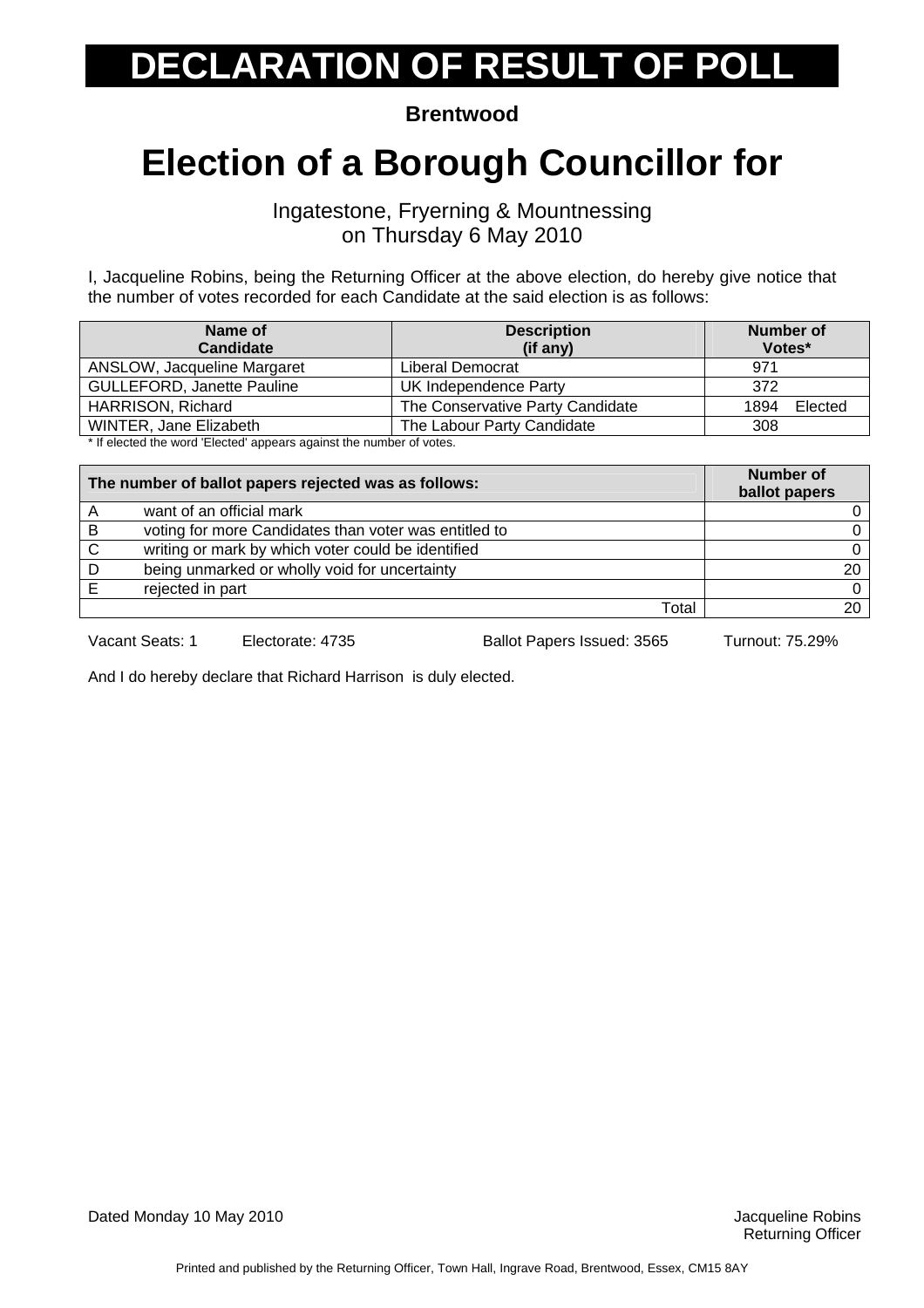# DECLARATION OF RESULT OF POLL

**Brentwood**

# Election of a Borough Councillor for

Ingatestone, Fryerning & Mountnessing
on Thursday 6 May 2010

I, Jacqueline Robins, being the Returning Officer at the above election, do hereby give notice that the number of votes recorded for each Candidate at the said election is as follows:

| Name of Candidate | Description (if any) | Number of Votes* |
|---|---|---|
| ANSLOW, Jacqueline Margaret | Liberal Democrat | 971 |
| GULLEFORD, Janette Pauline | UK Independence Party | 372 |
| HARRISON, Richard | The Conservative Party Candidate | 1894 Elected |
| WINTER, Jane Elizabeth | The Labour Party Candidate | 308 |

* If elected the word 'Elected' appears against the number of votes.

| The number of ballot papers rejected was as follows: | | Number of ballot papers |
|---|---|---|
| A | want of an official mark | 0 |
| B | voting for more Candidates than voter was entitled to | 0 |
| C | writing or mark by which voter could be identified | 0 |
| D | being unmarked or wholly void for uncertainty | 20 |
| E | rejected in part | 0 |
| | Total | 20 |

Vacant Seats: 1 Electorate: 4735 Ballot Papers Issued: 3565 Turnout: 75.29%

And I do hereby declare that Richard Harrison is duly elected.

Dated Monday 10 May 2010

Jacqueline Robins
Returning Officer

Printed and published by the Returning Officer, Town Hall, Ingrave Road, Brentwood, Essex, CM15 8AY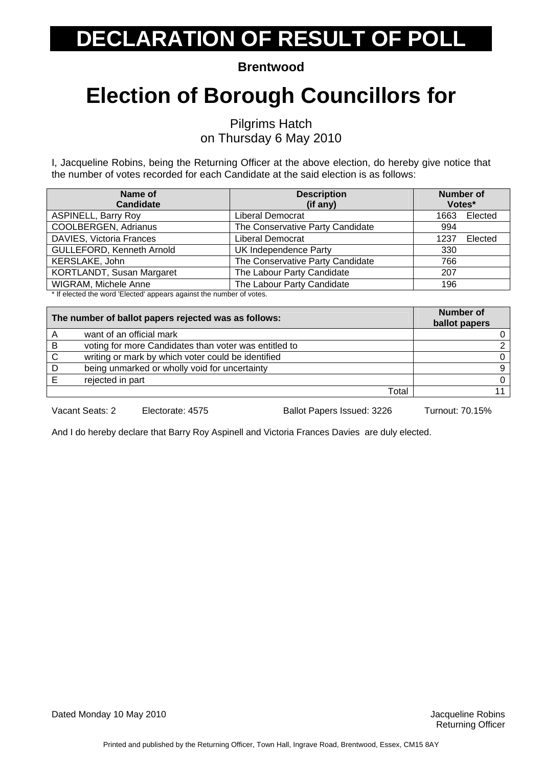# DECLARATION OF RESULT OF POLL

**Brentwood**

# Election of Borough Councillors for

Pilgrims Hatch
on Thursday 6 May 2010

I, Jacqueline Robins, being the Returning Officer at the above election, do hereby give notice that the number of votes recorded for each Candidate at the said election is as follows:

| Name of Candidate | Description (if any) | Number of Votes* |
|---|---|---|
| ASPINELL, Barry Roy | Liberal Democrat | 1663 Elected |
| COOLBERGEN, Adrianus | The Conservative Party Candidate | 994 |
| DAVIES, Victoria Frances | Liberal Democrat | 1237 Elected |
| GULLEFORD, Kenneth Arnold | UK Independence Party | 330 |
| KERSLAKE, John | The Conservative Party Candidate | 766 |
| KORTLANDT, Susan Margaret | The Labour Party Candidate | 207 |
| WIGRAM, Michele Anne | The Labour Party Candidate | 196 |

* If elected the word 'Elected' appears against the number of votes.

| | The number of ballot papers rejected was as follows: | Number of ballot papers |
|---|---|---|
| A | want of an official mark | 0 |
| B | voting for more Candidates than voter was entitled to | 2 |
| C | writing or mark by which voter could be identified | 0 |
| D | being unmarked or wholly void for uncertainty | 9 |
| E | rejected in part | 0 |
| | Total | 11 |

Vacant Seats: 2 Electorate: 4575 Ballot Papers Issued: 3226 Turnout: 70.15%

And I do hereby declare that Barry Roy Aspinell and Victoria Frances Davies are duly elected.

Dated Monday 10 May 2010

Jacqueline Robins
Returning Officer

Printed and published by the Returning Officer, Town Hall, Ingrave Road, Brentwood, Essex, CM15 8AY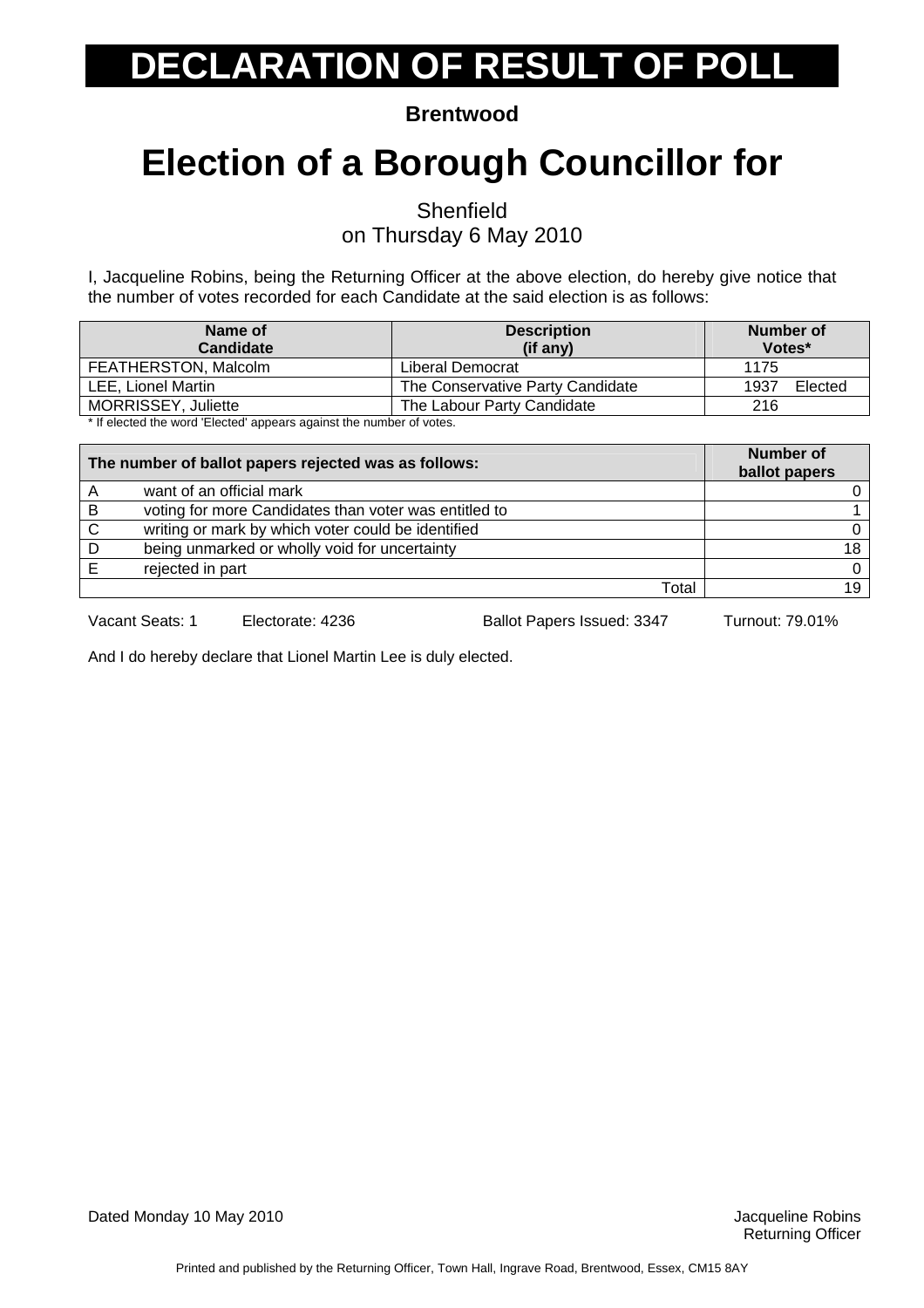# DECLARATION OF RESULT OF POLL

**Brentwood**

# Election of a Borough Councillor for

Shenfield
on Thursday 6 May 2010

I, Jacqueline Robins, being the Returning Officer at the above election, do hereby give notice that the number of votes recorded for each Candidate at the said election is as follows:

| Name of Candidate | Description (if any) | Number of Votes* |
|---|---|---|
| FEATHERSTON, Malcolm | Liberal Democrat | 1175 |
| LEE, Lionel Martin | The Conservative Party Candidate | 1937 Elected |
| MORRISSEY, Juliette | The Labour Party Candidate | 216 |

* If elected the word 'Elected' appears against the number of votes.

| The number of ballot papers rejected was as follows: | | Number of ballot papers |
|---|---|---|
| A | want of an official mark | 0 |
| B | voting for more Candidates than voter was entitled to | 1 |
| C | writing or mark by which voter could be identified | 0 |
| D | being unmarked or wholly void for uncertainty | 18 |
| E | rejected in part | 0 |
| | Total | 19 |

Vacant Seats: 1 Electorate: 4236 Ballot Papers Issued: 3347 Turnout: 79.01%

And I do hereby declare that Lionel Martin Lee is duly elected.

Dated Monday 10 May 2010

Jacqueline Robins
Returning Officer

Printed and published by the Returning Officer, Town Hall, Ingrave Road, Brentwood, Essex, CM15 8AY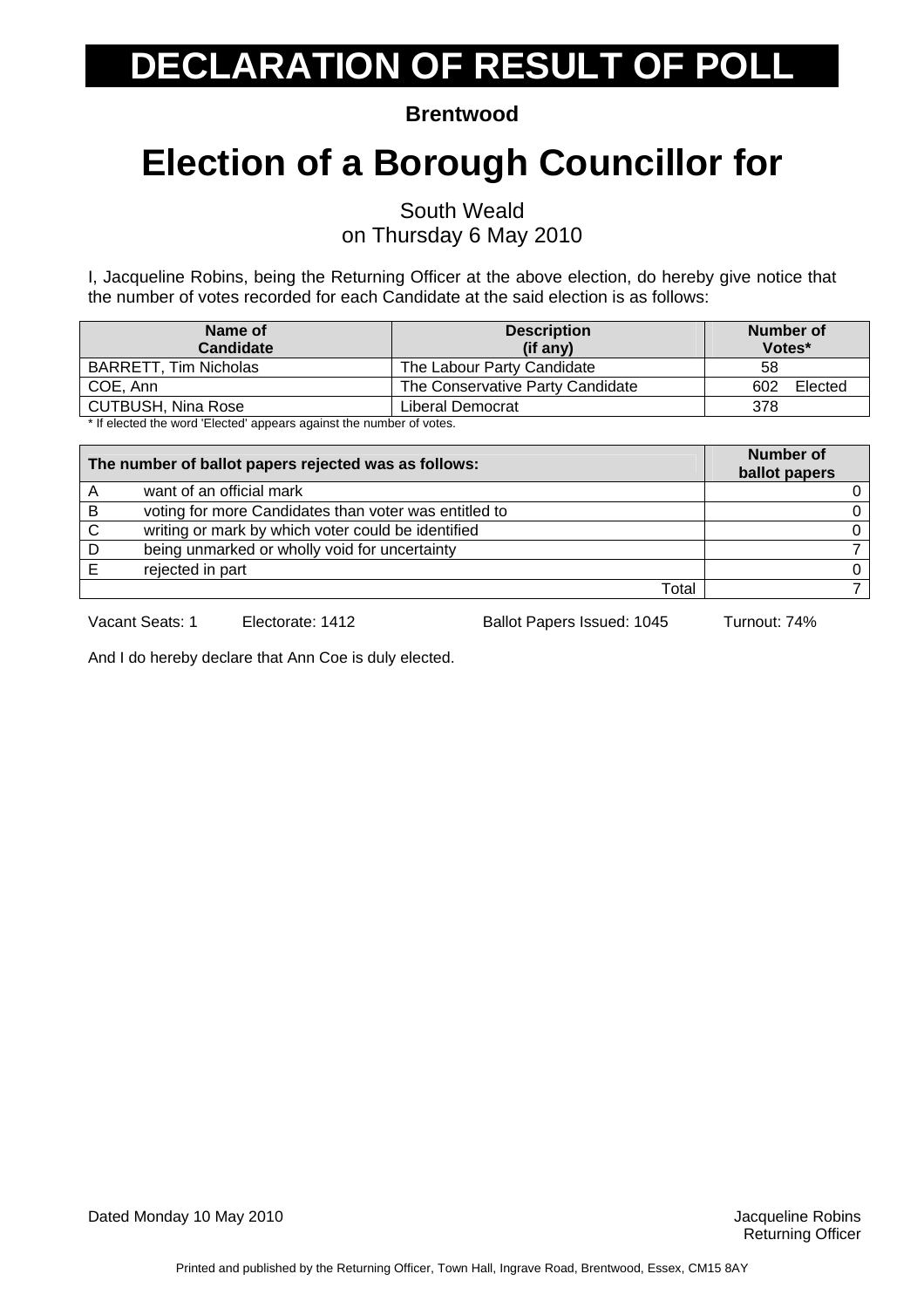# DECLARATION OF RESULT OF POLL

**Brentwood**

# Election of a Borough Councillor for

South Weald
on Thursday 6 May 2010

I, Jacqueline Robins, being the Returning Officer at the above election, do hereby give notice that the number of votes recorded for each Candidate at the said election is as follows:

| Name of Candidate | Description (if any) | Number of Votes* |
|---|---|---|
| BARRETT, Tim Nicholas | The Labour Party Candidate | 58 |
| COE, Ann | The Conservative Party Candidate | 602 Elected |
| CUTBUSH, Nina Rose | Liberal Democrat | 378 |

* If elected the word 'Elected' appears against the number of votes.

| The number of ballot papers rejected was as follows: | | Number of ballot papers |
|---|---|---|
| A | want of an official mark | 0 |
| B | voting for more Candidates than voter was entitled to | 0 |
| C | writing or mark by which voter could be identified | 0 |
| D | being unmarked or wholly void for uncertainty | 7 |
| E | rejected in part | 0 |
| | Total | 7 |

Vacant Seats: 1 Electorate: 1412 Ballot Papers Issued: 1045 Turnout: 74%

And I do hereby declare that Ann Coe is duly elected.

Dated Monday 10 May 2010

Jacqueline Robins
Returning Officer

Printed and published by the Returning Officer, Town Hall, Ingrave Road, Brentwood, Essex, CM15 8AY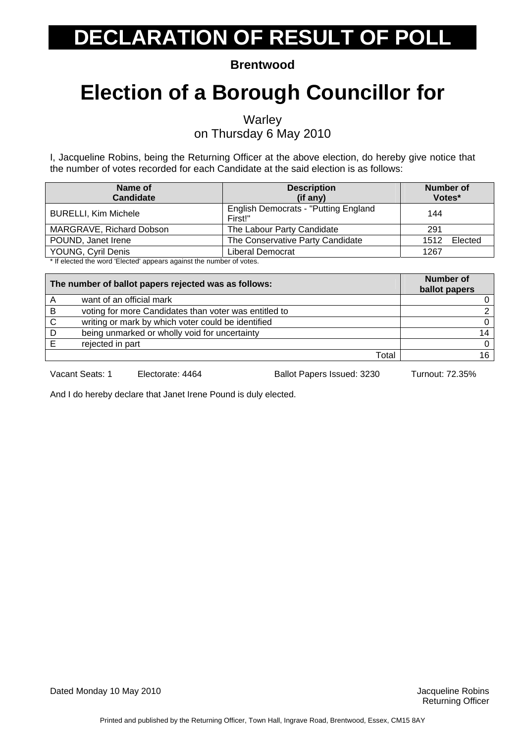# DECLARATION OF RESULT OF POLL

**Brentwood**

# Election of a Borough Councillor for

Warley
on Thursday 6 May 2010

I, Jacqueline Robins, being the Returning Officer at the above election, do hereby give notice that the number of votes recorded for each Candidate at the said election is as follows:

| Name of Candidate | Description (if any) | Number of Votes* |
|---|---|---|
| BURELLI, Kim Michele | English Democrats - "Putting England First!" | 144 |
| MARGRAVE, Richard Dobson | The Labour Party Candidate | 291 |
| POUND, Janet Irene | The Conservative Party Candidate | 1512 Elected |
| YOUNG, Cyril Denis | Liberal Democrat | 1267 |

* If elected the word 'Elected' appears against the number of votes.

| The number of ballot papers rejected was as follows: | | Number of ballot papers |
|---|---|---|
| A | want of an official mark | 0 |
| B | voting for more Candidates than voter was entitled to | 2 |
| C | writing or mark by which voter could be identified | 0 |
| D | being unmarked or wholly void for uncertainty | 14 |
| E | rejected in part | 0 |
| | Total | 16 |

Vacant Seats: 1 Electorate: 4464 Ballot Papers Issued: 3230 Turnout: 72.35%

And I do hereby declare that Janet Irene Pound is duly elected.

Dated Monday 10 May 2010

Jacqueline Robins
Returning Officer

Printed and published by the Returning Officer, Town Hall, Ingrave Road, Brentwood, Essex, CM15 8AY